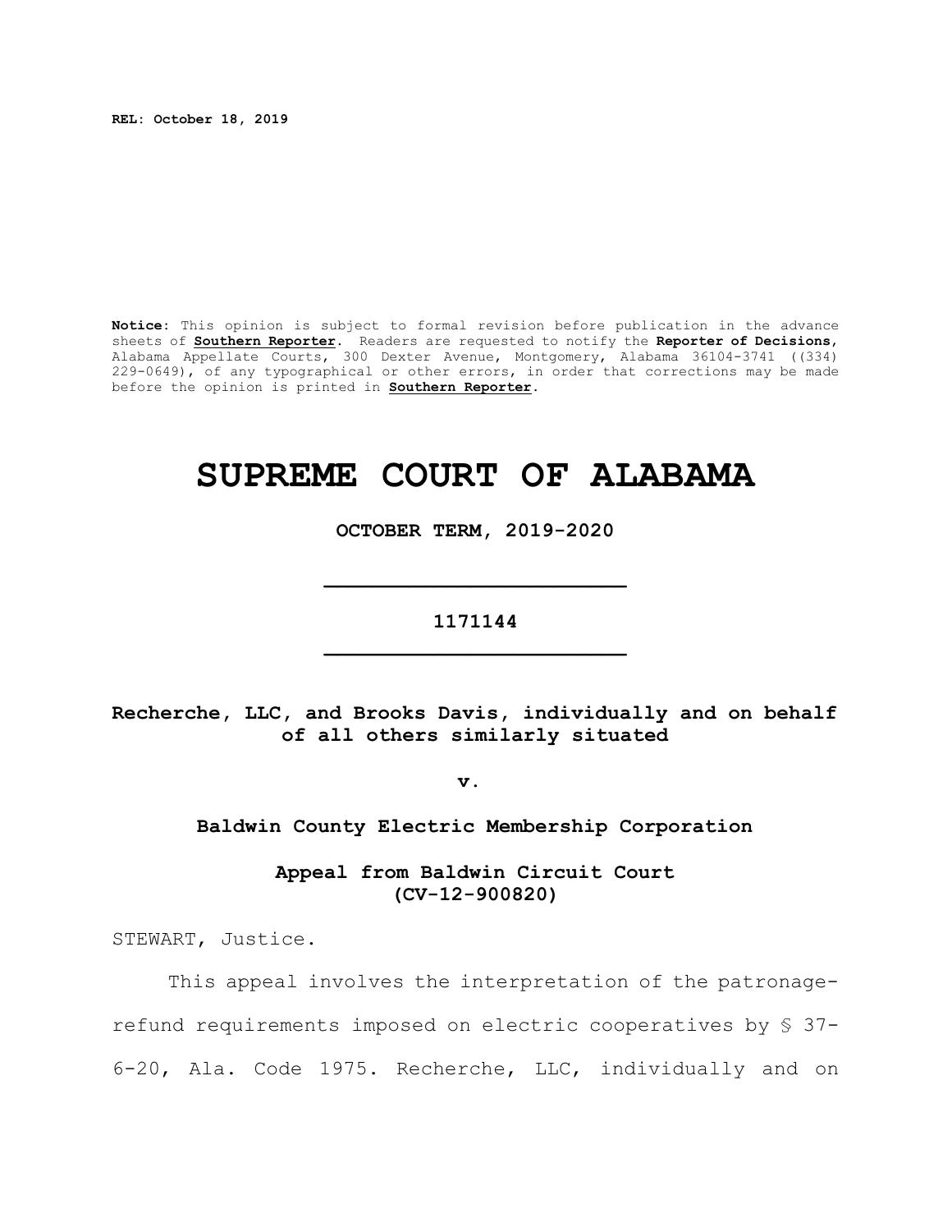**REL: October 18, 2019**

**Notice:** This opinion is subject to formal revision before publication in the advance sheets of **Southern Reporter**. Readers are requested to notify the **Reporter of Decisions**, Alabama Appellate Courts, 300 Dexter Avenue, Montgomery, Alabama 36104-3741 ((334) 229-0649), of any typographical or other errors, in order that corrections may be made before the opinion is printed in **Southern Reporter**.

# SUPREME COURT OF ALABAMA

**OCTOBER TERM, 2019-2020**

**1171144**

**Recherche, LLC, and Brooks Davis, individually and on behalf of all others similarly situated**

**v.**

**Baldwin County Electric Membership Corporation**

**Appeal from Baldwin Circuit Court (CV-12-900820)**

STEWART, Justice.

This appeal involves the interpretation of the patronage-refund requirements imposed on electric cooperatives by § 37-6-20, Ala. Code 1975. Recherche, LLC, individually and on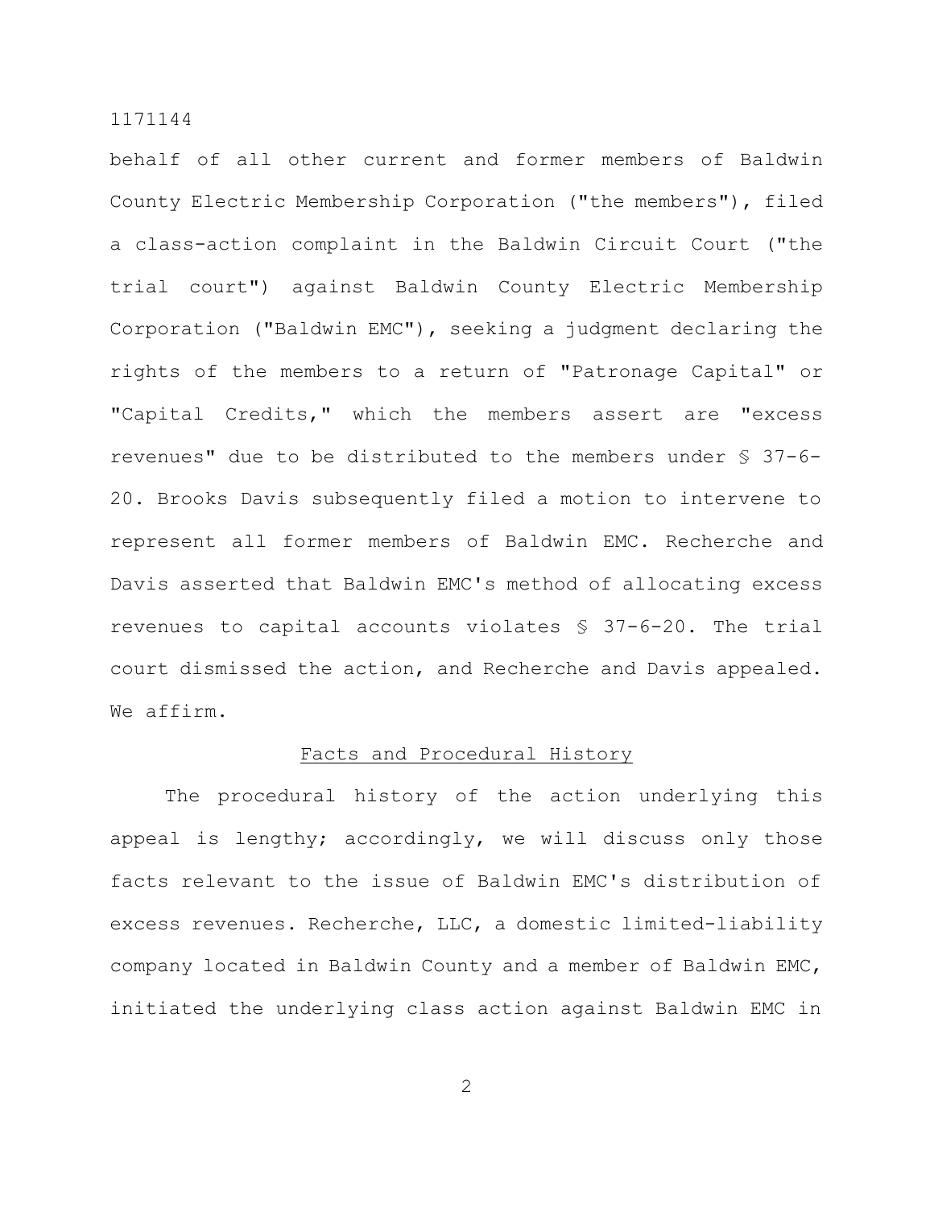behalf of all other current and former members of Baldwin County Electric Membership Corporation ("the members"), filed a class-action complaint in the Baldwin Circuit Court ("the trial court") against Baldwin County Electric Membership Corporation ("Baldwin EMC"), seeking a judgment declaring the rights of the members to a return of "Patronage Capital" or "Capital Credits," which the members assert are "excess revenues" due to be distributed to the members under § 37-6-20. Brooks Davis subsequently filed a motion to intervene to represent all former members of Baldwin EMC. Recherche and Davis asserted that Baldwin EMC's method of allocating excess revenues to capital accounts violates § 37-6-20. The trial court dismissed the action, and Recherche and Davis appealed. We affirm.

## Facts and Procedural History

The procedural history of the action underlying this appeal is lengthy; accordingly, we will discuss only those facts relevant to the issue of Baldwin EMC's distribution of excess revenues. Recherche, LLC, a domestic limited-liability company located in Baldwin County and a member of Baldwin EMC, initiated the underlying class action against Baldwin EMC in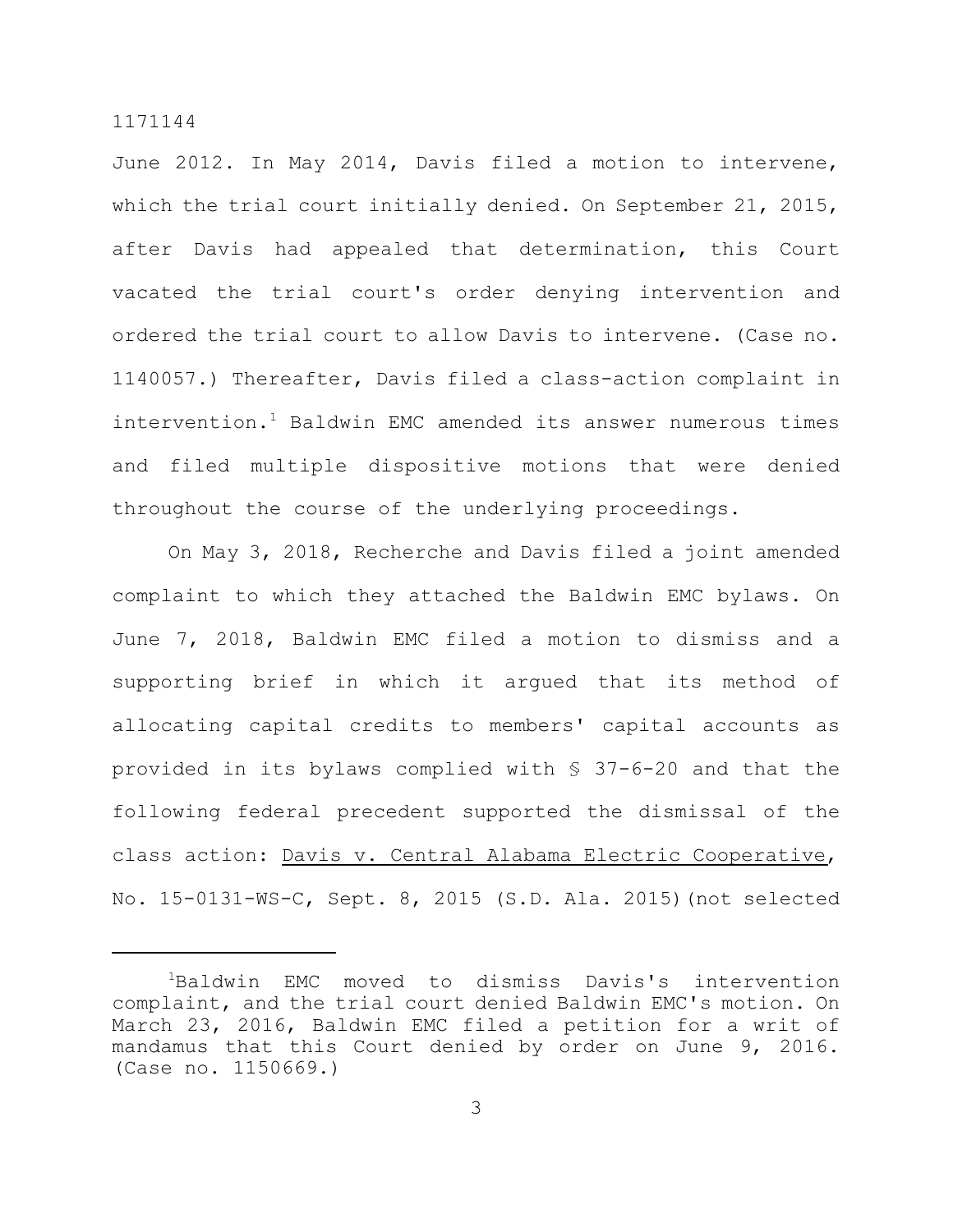June 2012. In May 2014, Davis filed a motion to intervene, which the trial court initially denied. On September 21, 2015, after Davis had appealed that determination, this Court vacated the trial court's order denying intervention and ordered the trial court to allow Davis to intervene. (Case no. 1140057.) Thereafter, Davis filed a class-action complaint in intervention.[1] Baldwin EMC amended its answer numerous times and filed multiple dispositive motions that were denied throughout the course of the underlying proceedings.

On May 3, 2018, Recherche and Davis filed a joint amended complaint to which they attached the Baldwin EMC bylaws. On June 7, 2018, Baldwin EMC filed a motion to dismiss and a supporting brief in which it argued that its method of allocating capital credits to members' capital accounts as provided in its bylaws complied with § 37-6-20 and that the following federal precedent supported the dismissal of the class action: Davis v. Central Alabama Electric Cooperative, No. 15-0131-WS-C, Sept. 8, 2015 (S.D. Ala. 2015)(not selected

---

[1]Baldwin EMC moved to dismiss Davis's intervention complaint, and the trial court denied Baldwin EMC's motion. On March 23, 2016, Baldwin EMC filed a petition for a writ of mandamus that this Court denied by order on June 9, 2016. (Case no. 1150669.)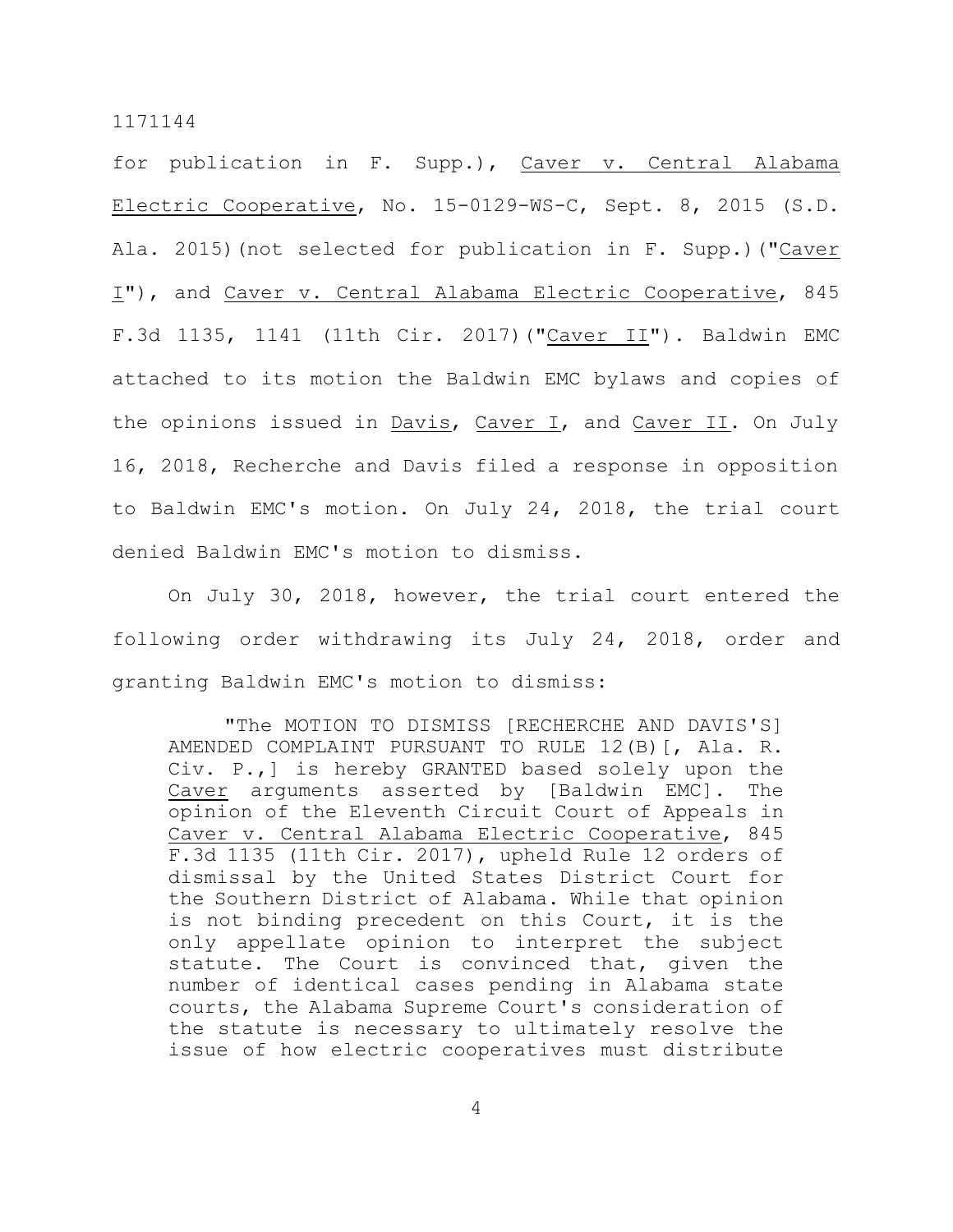for publication in F. Supp.), Caver v. Central Alabama Electric Cooperative, No. 15-0129-WS-C, Sept. 8, 2015 (S.D. Ala. 2015)(not selected for publication in F. Supp.)("Caver I"), and Caver v. Central Alabama Electric Cooperative, 845 F.3d 1135, 1141 (11th Cir. 2017)("Caver II"). Baldwin EMC attached to its motion the Baldwin EMC bylaws and copies of the opinions issued in Davis, Caver I, and Caver II. On July 16, 2018, Recherche and Davis filed a response in opposition to Baldwin EMC's motion. On July 24, 2018, the trial court denied Baldwin EMC's motion to dismiss.

On July 30, 2018, however, the trial court entered the following order withdrawing its July 24, 2018, order and granting Baldwin EMC's motion to dismiss:

> "The MOTION TO DISMISS [RECHERCHE AND DAVIS'S] AMENDED COMPLAINT PURSUANT TO RULE 12(B)[, Ala. R. Civ. P.,] is hereby GRANTED based solely upon the Caver arguments asserted by [Baldwin EMC]. The opinion of the Eleventh Circuit Court of Appeals in Caver v. Central Alabama Electric Cooperative, 845 F.3d 1135 (11th Cir. 2017), upheld Rule 12 orders of dismissal by the United States District Court for the Southern District of Alabama. While that opinion is not binding precedent on this Court, it is the only appellate opinion to interpret the subject statute. The Court is convinced that, given the number of identical cases pending in Alabama state courts, the Alabama Supreme Court's consideration of the statute is necessary to ultimately resolve the issue of how electric cooperatives must distribute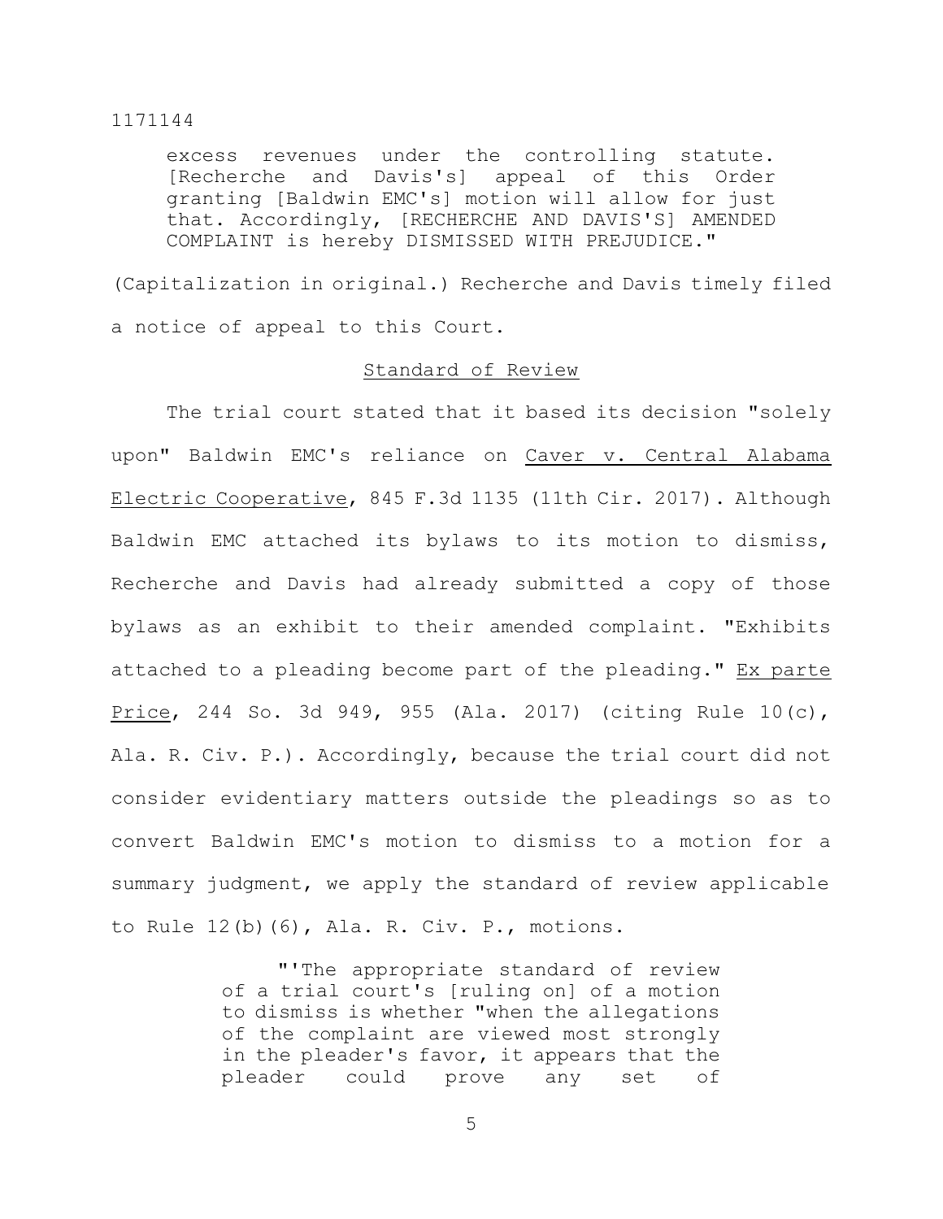> excess revenues under the controlling statute. [Recherche and Davis's] appeal of this Order granting [Baldwin EMC's] motion will allow for just that. Accordingly, [RECHERCHE AND DAVIS'S] AMENDED COMPLAINT is hereby DISMISSED WITH PREJUDICE."

(Capitalization in original.) Recherche and Davis timely filed a notice of appeal to this Court.

## Standard of Review

The trial court stated that it based its decision "solely upon" Baldwin EMC's reliance on Caver v. Central Alabama Electric Cooperative, 845 F.3d 1135 (11th Cir. 2017). Although Baldwin EMC attached its bylaws to its motion to dismiss, Recherche and Davis had already submitted a copy of those bylaws as an exhibit to their amended complaint. "Exhibits attached to a pleading become part of the pleading." Ex parte Price, 244 So. 3d 949, 955 (Ala. 2017) (citing Rule 10(c), Ala. R. Civ. P.). Accordingly, because the trial court did not consider evidentiary matters outside the pleadings so as to convert Baldwin EMC's motion to dismiss to a motion for a summary judgment, we apply the standard of review applicable to Rule 12(b)(6), Ala. R. Civ. P., motions.

> "'The appropriate standard of review of a trial court's [ruling on] of a motion to dismiss is whether "when the allegations of the complaint are viewed most strongly in the pleader's favor, it appears that the pleader could prove any set of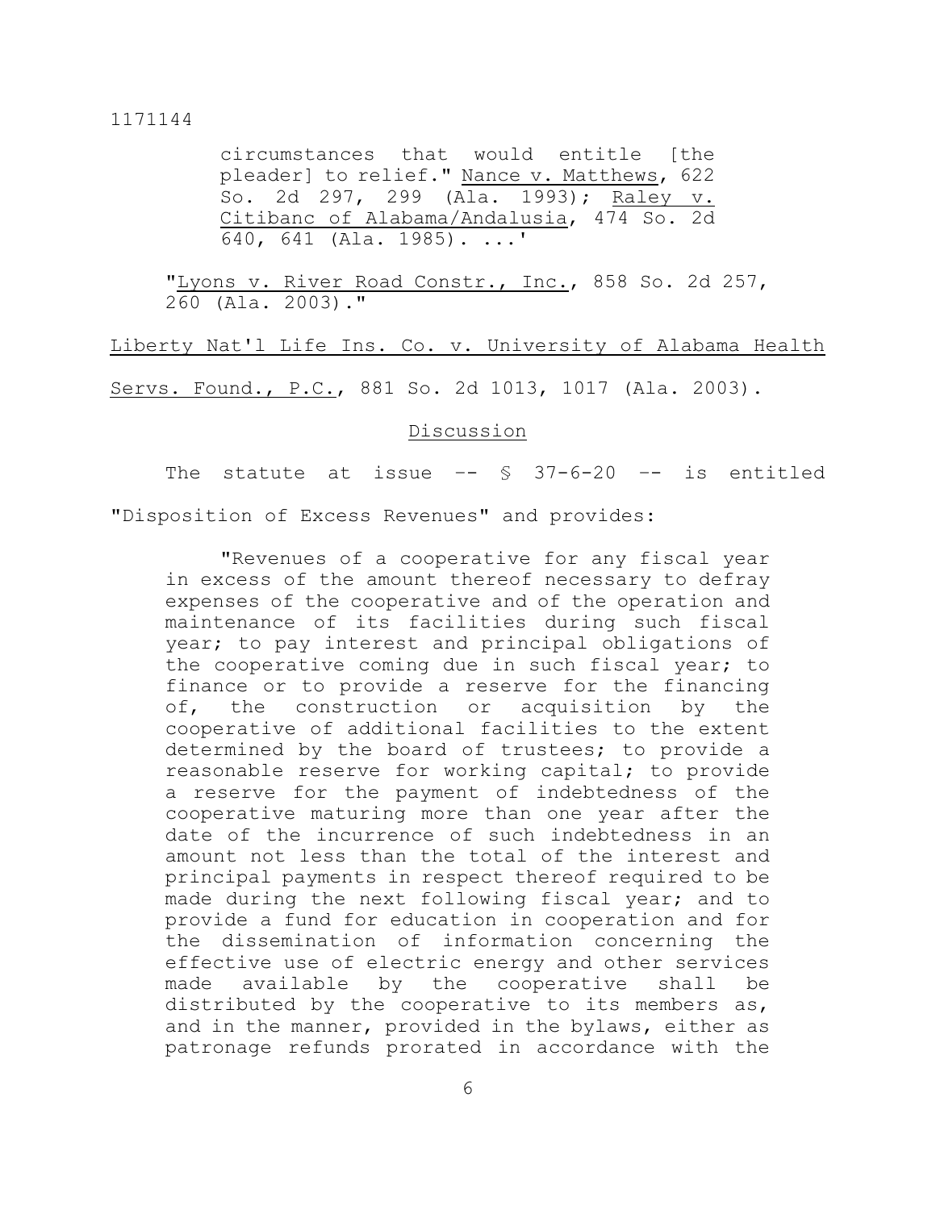> circumstances that would entitle [the pleader] to relief." Nance v. Matthews, 622 So. 2d 297, 299 (Ala. 1993); Raley v. Citibanc of Alabama/Andalusia, 474 So. 2d 640, 641 (Ala. 1985). ...'
>
> "Lyons v. River Road Constr., Inc., 858 So. 2d 257, 260 (Ala. 2003)."

Liberty Nat'l Life Ins. Co. v. University of Alabama Health Servs. Found., P.C., 881 So. 2d 1013, 1017 (Ala. 2003).

## Discussion

The statute at issue -- § 37-6-20 -- is entitled "Disposition of Excess Revenues" and provides:

> "Revenues of a cooperative for any fiscal year in excess of the amount thereof necessary to defray expenses of the cooperative and of the operation and maintenance of its facilities during such fiscal year; to pay interest and principal obligations of the cooperative coming due in such fiscal year; to finance or to provide a reserve for the financing of, the construction or acquisition by the cooperative of additional facilities to the extent determined by the board of trustees; to provide a reasonable reserve for working capital; to provide a reserve for the payment of indebtedness of the cooperative maturing more than one year after the date of the incurrence of such indebtedness in an amount not less than the total of the interest and principal payments in respect thereof required to be made during the next following fiscal year; and to provide a fund for education in cooperation and for the dissemination of information concerning the effective use of electric energy and other services made available by the cooperative shall be distributed by the cooperative to its members as, and in the manner, provided in the bylaws, either as patronage refunds prorated in accordance with the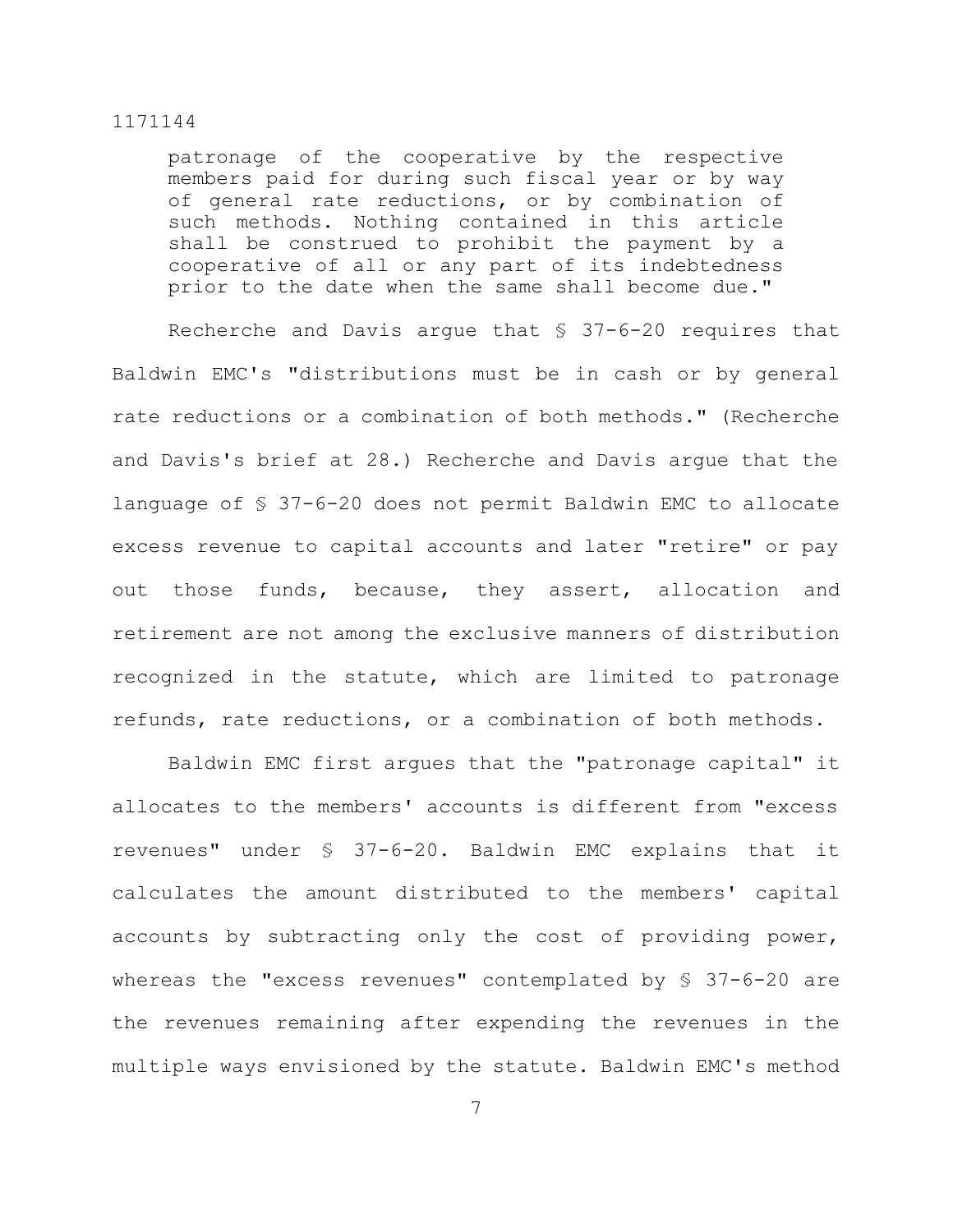> patronage of the cooperative by the respective members paid for during such fiscal year or by way of general rate reductions, or by combination of such methods. Nothing contained in this article shall be construed to prohibit the payment by a cooperative of all or any part of its indebtedness prior to the date when the same shall become due."

Recherche and Davis argue that § 37-6-20 requires that Baldwin EMC's "distributions must be in cash or by general rate reductions or a combination of both methods." (Recherche and Davis's brief at 28.) Recherche and Davis argue that the language of § 37-6-20 does not permit Baldwin EMC to allocate excess revenue to capital accounts and later "retire" or pay out those funds, because, they assert, allocation and retirement are not among the exclusive manners of distribution recognized in the statute, which are limited to patronage refunds, rate reductions, or a combination of both methods.

Baldwin EMC first argues that the "patronage capital" it allocates to the members' accounts is different from "excess revenues" under § 37-6-20. Baldwin EMC explains that it calculates the amount distributed to the members' capital accounts by subtracting only the cost of providing power, whereas the "excess revenues" contemplated by § 37-6-20 are the revenues remaining after expending the revenues in the multiple ways envisioned by the statute. Baldwin EMC's method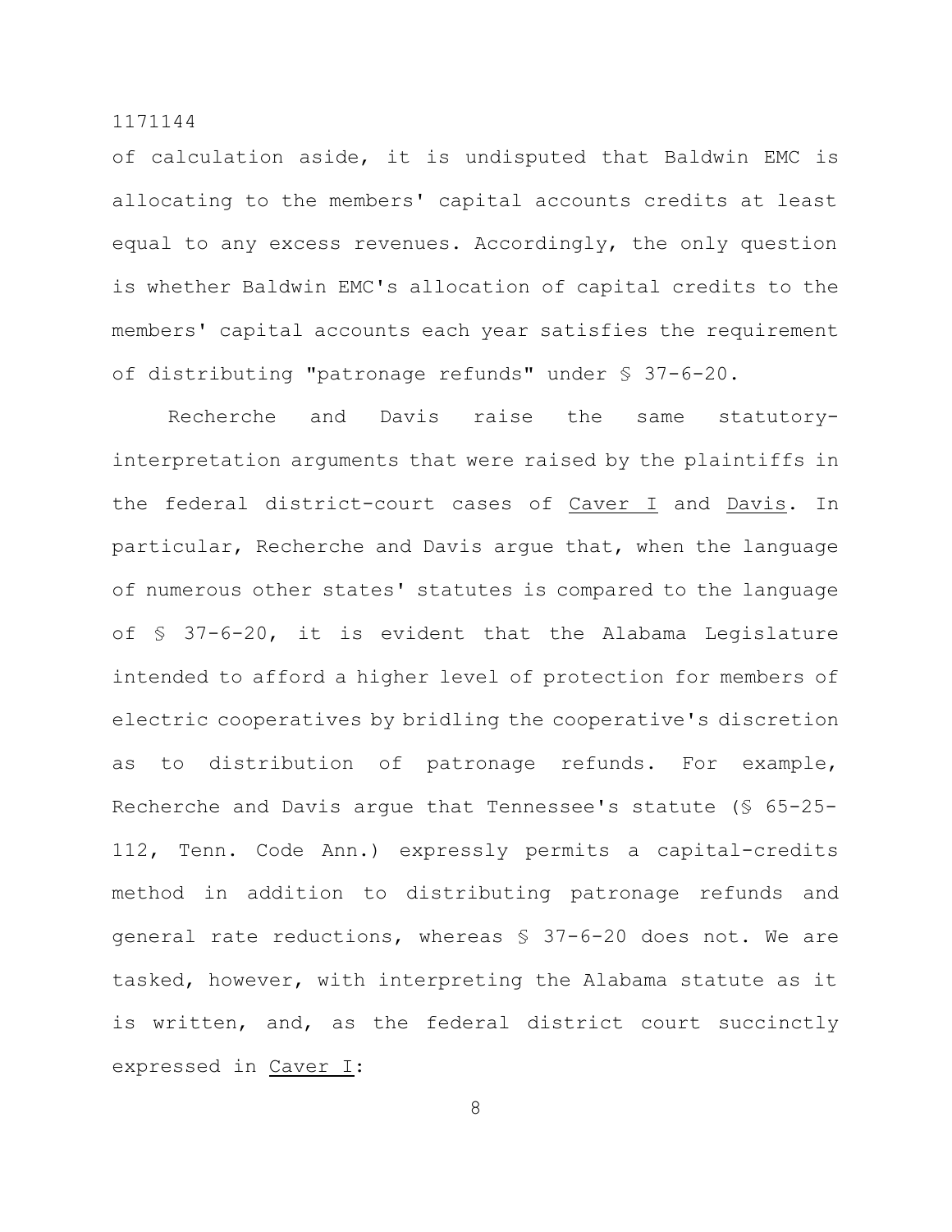of calculation aside, it is undisputed that Baldwin EMC is allocating to the members' capital accounts credits at least equal to any excess revenues. Accordingly, the only question is whether Baldwin EMC's allocation of capital credits to the members' capital accounts each year satisfies the requirement of distributing "patronage refunds" under § 37-6-20.

Recherche and Davis raise the same statutory-interpretation arguments that were raised by the plaintiffs in the federal district-court cases of Caver I and Davis. In particular, Recherche and Davis argue that, when the language of numerous other states' statutes is compared to the language of § 37-6-20, it is evident that the Alabama Legislature intended to afford a higher level of protection for members of electric cooperatives by bridling the cooperative's discretion as to distribution of patronage refunds. For example, Recherche and Davis argue that Tennessee's statute (§ 65-25-112, Tenn. Code Ann.) expressly permits a capital-credits method in addition to distributing patronage refunds and general rate reductions, whereas § 37-6-20 does not. We are tasked, however, with interpreting the Alabama statute as it is written, and, as the federal district court succinctly expressed in Caver I: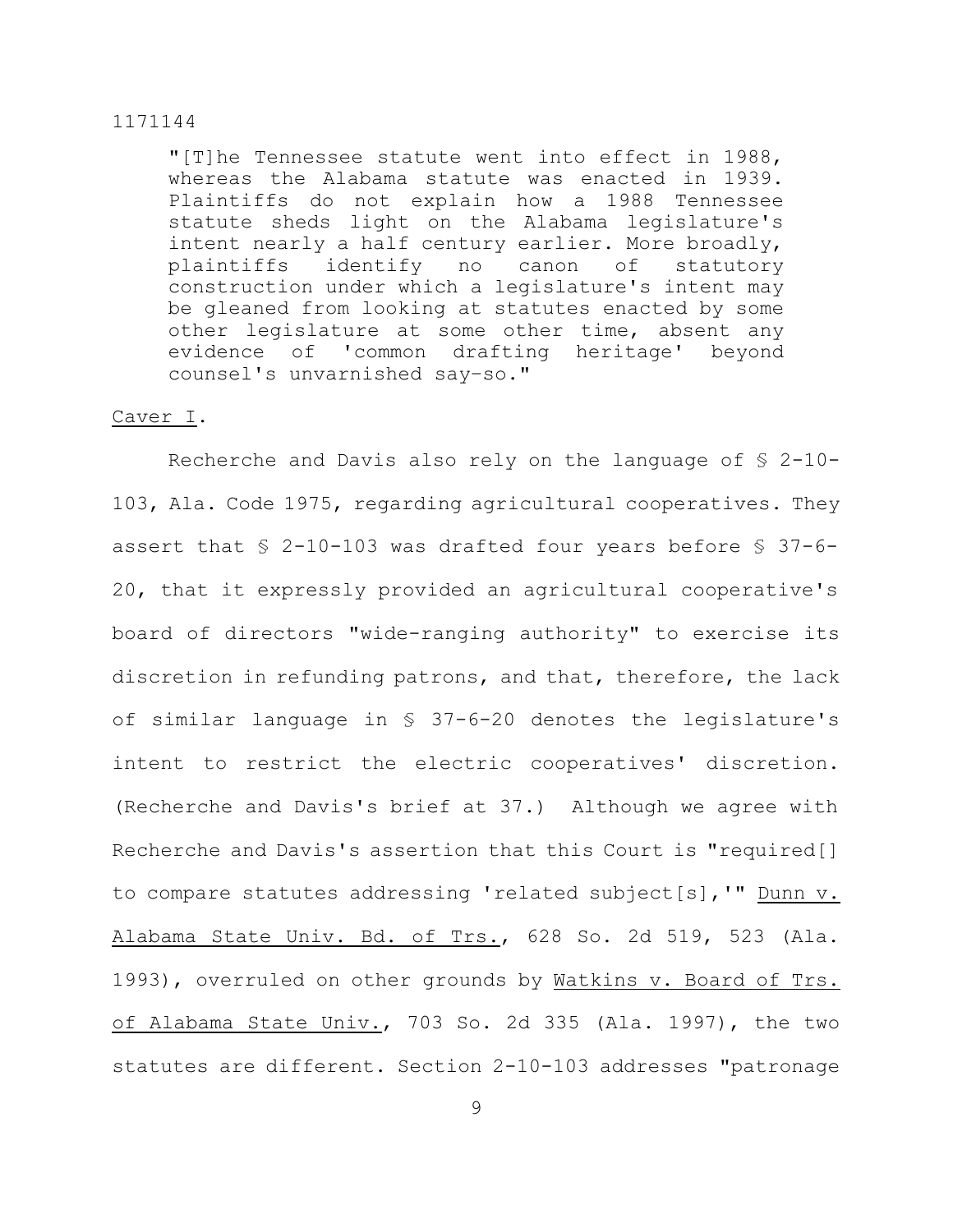> "[T]he Tennessee statute went into effect in 1988, whereas the Alabama statute was enacted in 1939. Plaintiffs do not explain how a 1988 Tennessee statute sheds light on the Alabama legislature's intent nearly a half century earlier. More broadly, plaintiffs identify no canon of statutory construction under which a legislature's intent may be gleaned from looking at statutes enacted by some other legislature at some other time, absent any evidence of 'common drafting heritage' beyond counsel's unvarnished say-so."

Caver I.

Recherche and Davis also rely on the language of § 2-10-103, Ala. Code 1975, regarding agricultural cooperatives. They assert that § 2-10-103 was drafted four years before § 37-6-20, that it expressly provided an agricultural cooperative's board of directors "wide-ranging authority" to exercise its discretion in refunding patrons, and that, therefore, the lack of similar language in § 37-6-20 denotes the legislature's intent to restrict the electric cooperatives' discretion. (Recherche and Davis's brief at 37.) Although we agree with Recherche and Davis's assertion that this Court is "required[] to compare statutes addressing 'related subject[s],'" Dunn v. Alabama State Univ. Bd. of Trs., 628 So. 2d 519, 523 (Ala. 1993), overruled on other grounds by Watkins v. Board of Trs. of Alabama State Univ., 703 So. 2d 335 (Ala. 1997), the two statutes are different. Section 2-10-103 addresses "patronage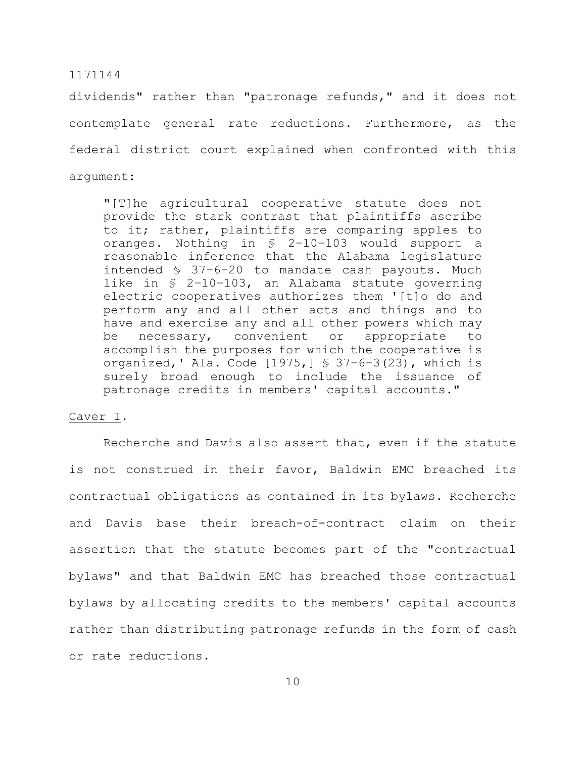dividends" rather than "patronage refunds," and it does not contemplate general rate reductions. Furthermore, as the federal district court explained when confronted with this argument:

> "[T]he agricultural cooperative statute does not provide the stark contrast that plaintiffs ascribe to it; rather, plaintiffs are comparing apples to oranges. Nothing in § 2-10-103 would support a reasonable inference that the Alabama legislature intended § 37-6-20 to mandate cash payouts. Much like in § 2-10-103, an Alabama statute governing electric cooperatives authorizes them '[t]o do and perform any and all other acts and things and to have and exercise any and all other powers which may be necessary, convenient or appropriate to accomplish the purposes for which the cooperative is organized,' Ala. Code [1975,] § 37-6-3(23), which is surely broad enough to include the issuance of patronage credits in members' capital accounts."

Caver I.

Recherche and Davis also assert that, even if the statute is not construed in their favor, Baldwin EMC breached its contractual obligations as contained in its bylaws. Recherche and Davis base their breach-of-contract claim on their assertion that the statute becomes part of the "contractual bylaws" and that Baldwin EMC has breached those contractual bylaws by allocating credits to the members' capital accounts rather than distributing patronage refunds in the form of cash or rate reductions.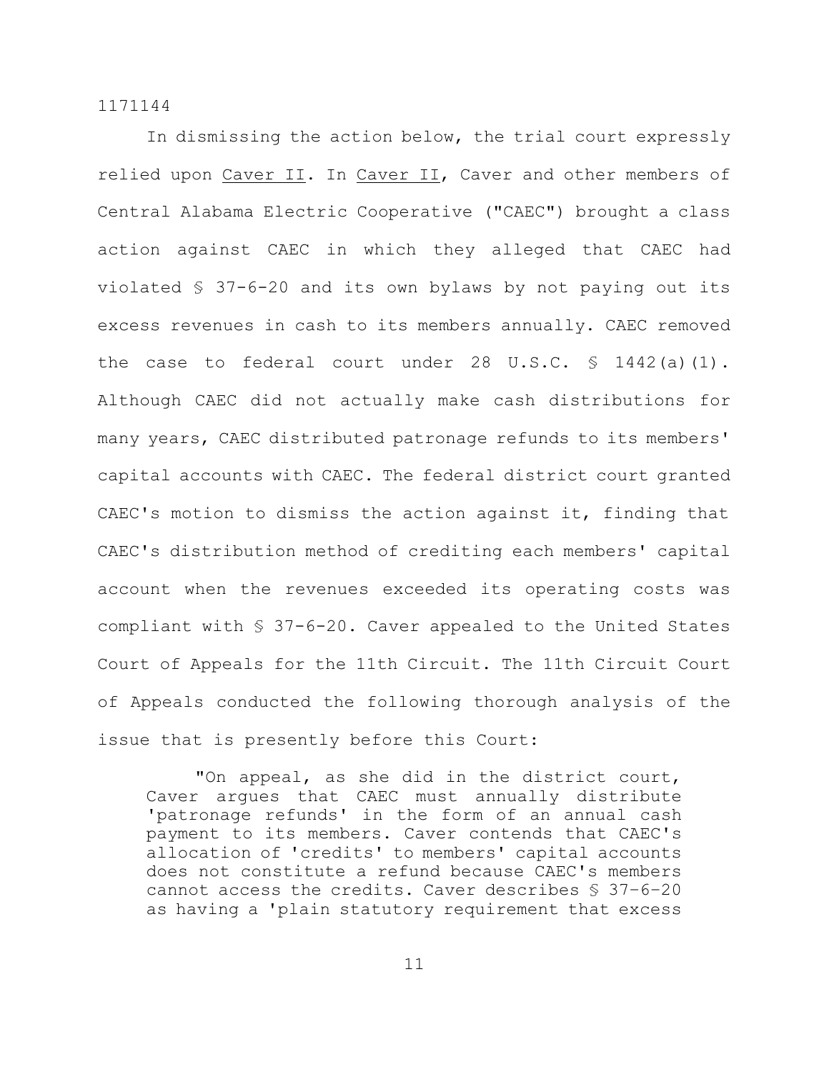In dismissing the action below, the trial court expressly relied upon Caver II. In Caver II, Caver and other members of Central Alabama Electric Cooperative ("CAEC") brought a class action against CAEC in which they alleged that CAEC had violated § 37-6-20 and its own bylaws by not paying out its excess revenues in cash to its members annually. CAEC removed the case to federal court under 28 U.S.C. § 1442(a)(1). Although CAEC did not actually make cash distributions for many years, CAEC distributed patronage refunds to its members' capital accounts with CAEC. The federal district court granted CAEC's motion to dismiss the action against it, finding that CAEC's distribution method of crediting each members' capital account when the revenues exceeded its operating costs was compliant with § 37-6-20. Caver appealed to the United States Court of Appeals for the 11th Circuit. The 11th Circuit Court of Appeals conducted the following thorough analysis of the issue that is presently before this Court:

> "On appeal, as she did in the district court, Caver argues that CAEC must annually distribute 'patronage refunds' in the form of an annual cash payment to its members. Caver contends that CAEC's allocation of 'credits' to members' capital accounts does not constitute a refund because CAEC's members cannot access the credits. Caver describes § 37-6-20 as having a 'plain statutory requirement that excess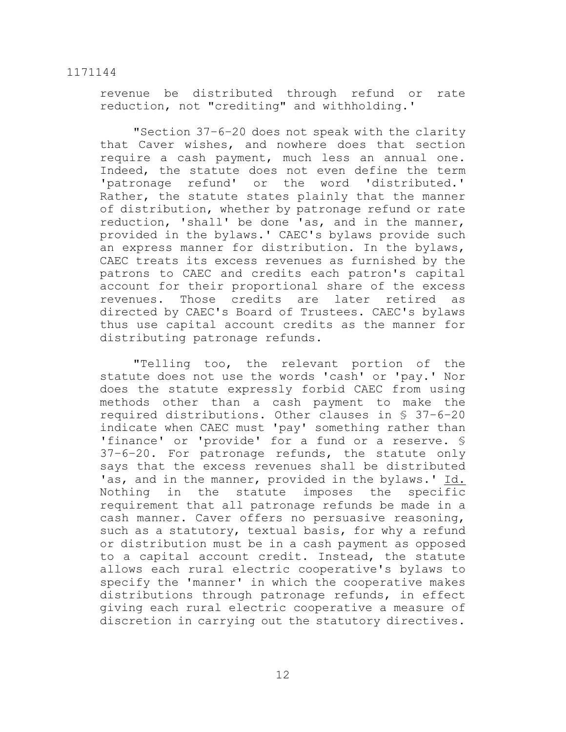revenue be distributed through refund or rate reduction, not "crediting" and withholding.'

"Section 37-6-20 does not speak with the clarity that Caver wishes, and nowhere does that section require a cash payment, much less an annual one. Indeed, the statute does not even define the term 'patronage refund' or the word 'distributed.' Rather, the statute states plainly that the manner of distribution, whether by patronage refund or rate reduction, 'shall' be done 'as, and in the manner, provided in the bylaws.' CAEC's bylaws provide such an express manner for distribution. In the bylaws, CAEC treats its excess revenues as furnished by the patrons to CAEC and credits each patron's capital account for their proportional share of the excess revenues. Those credits are later retired as directed by CAEC's Board of Trustees. CAEC's bylaws thus use capital account credits as the manner for distributing patronage refunds.

"Telling too, the relevant portion of the statute does not use the words 'cash' or 'pay.' Nor does the statute expressly forbid CAEC from using methods other than a cash payment to make the required distributions. Other clauses in § 37-6-20 indicate when CAEC must 'pay' something rather than 'finance' or 'provide' for a fund or a reserve. § 37-6-20. For patronage refunds, the statute only says that the excess revenues shall be distributed 'as, and in the manner, provided in the bylaws.' Id. Nothing in the statute imposes the specific requirement that all patronage refunds be made in a cash manner. Caver offers no persuasive reasoning, such as a statutory, textual basis, for why a refund or distribution must be in a cash payment as opposed to a capital account credit. Instead, the statute allows each rural electric cooperative's bylaws to specify the 'manner' in which the cooperative makes distributions through patronage refunds, in effect giving each rural electric cooperative a measure of discretion in carrying out the statutory directives.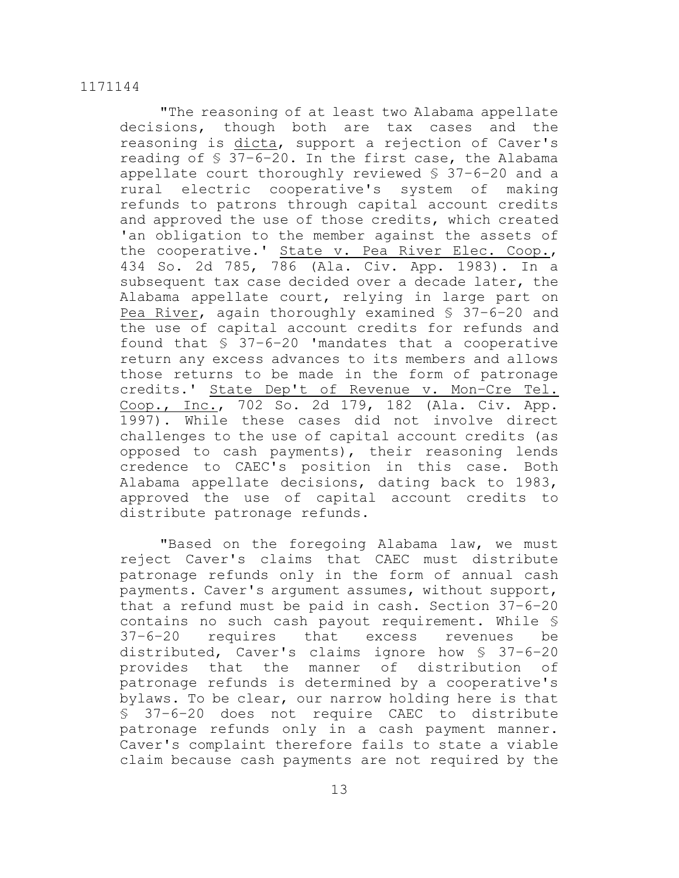"The reasoning of at least two Alabama appellate decisions, though both are tax cases and the reasoning is dicta, support a rejection of Caver's reading of § 37-6-20. In the first case, the Alabama appellate court thoroughly reviewed § 37-6-20 and a rural electric cooperative's system of making refunds to patrons through capital account credits and approved the use of those credits, which created 'an obligation to the member against the assets of the cooperative.' State v. Pea River Elec. Coop., 434 So. 2d 785, 786 (Ala. Civ. App. 1983). In a subsequent tax case decided over a decade later, the Alabama appellate court, relying in large part on Pea River, again thoroughly examined § 37-6-20 and the use of capital account credits for refunds and found that § 37-6-20 'mandates that a cooperative return any excess advances to its members and allows those returns to be made in the form of patronage credits.' State Dep't of Revenue v. Mon-Cre Tel. Coop., Inc., 702 So. 2d 179, 182 (Ala. Civ. App. 1997). While these cases did not involve direct challenges to the use of capital account credits (as opposed to cash payments), their reasoning lends credence to CAEC's position in this case. Both Alabama appellate decisions, dating back to 1983, approved the use of capital account credits to distribute patronage refunds.

"Based on the foregoing Alabama law, we must reject Caver's claims that CAEC must distribute patronage refunds only in the form of annual cash payments. Caver's argument assumes, without support, that a refund must be paid in cash. Section 37-6-20 contains no such cash payout requirement. While § 37-6-20 requires that excess revenues be distributed, Caver's claims ignore how § 37-6-20 provides that the manner of distribution of patronage refunds is determined by a cooperative's bylaws. To be clear, our narrow holding here is that § 37-6-20 does not require CAEC to distribute patronage refunds only in a cash payment manner. Caver's complaint therefore fails to state a viable claim because cash payments are not required by the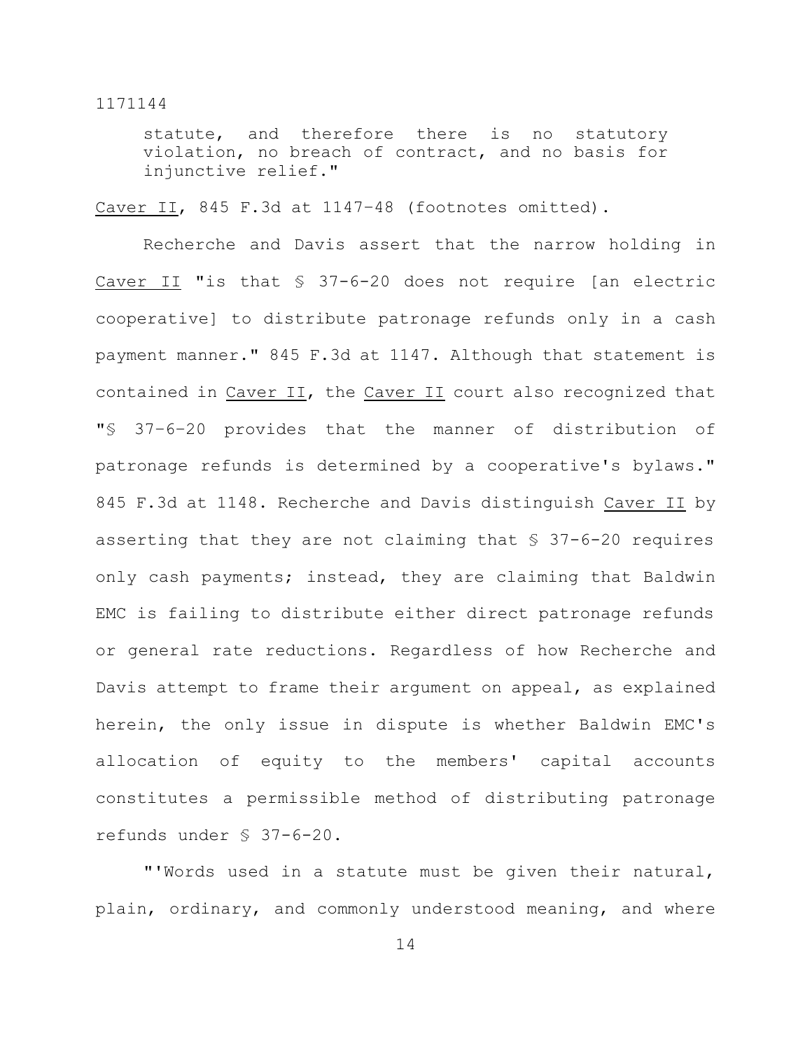> statute, and therefore there is no statutory violation, no breach of contract, and no basis for injunctive relief."

Caver II, 845 F.3d at 1147–48 (footnotes omitted).

Recherche and Davis assert that the narrow holding in Caver II "is that § 37-6-20 does not require [an electric cooperative] to distribute patronage refunds only in a cash payment manner." 845 F.3d at 1147. Although that statement is contained in Caver II, the Caver II court also recognized that "§ 37–6–20 provides that the manner of distribution of patronage refunds is determined by a cooperative's bylaws." 845 F.3d at 1148. Recherche and Davis distinguish Caver II by asserting that they are not claiming that § 37-6-20 requires only cash payments; instead, they are claiming that Baldwin EMC is failing to distribute either direct patronage refunds or general rate reductions. Regardless of how Recherche and Davis attempt to frame their argument on appeal, as explained herein, the only issue in dispute is whether Baldwin EMC's allocation of equity to the members' capital accounts constitutes a permissible method of distributing patronage refunds under § 37-6-20.

"'Words used in a statute must be given their natural, plain, ordinary, and commonly understood meaning, and where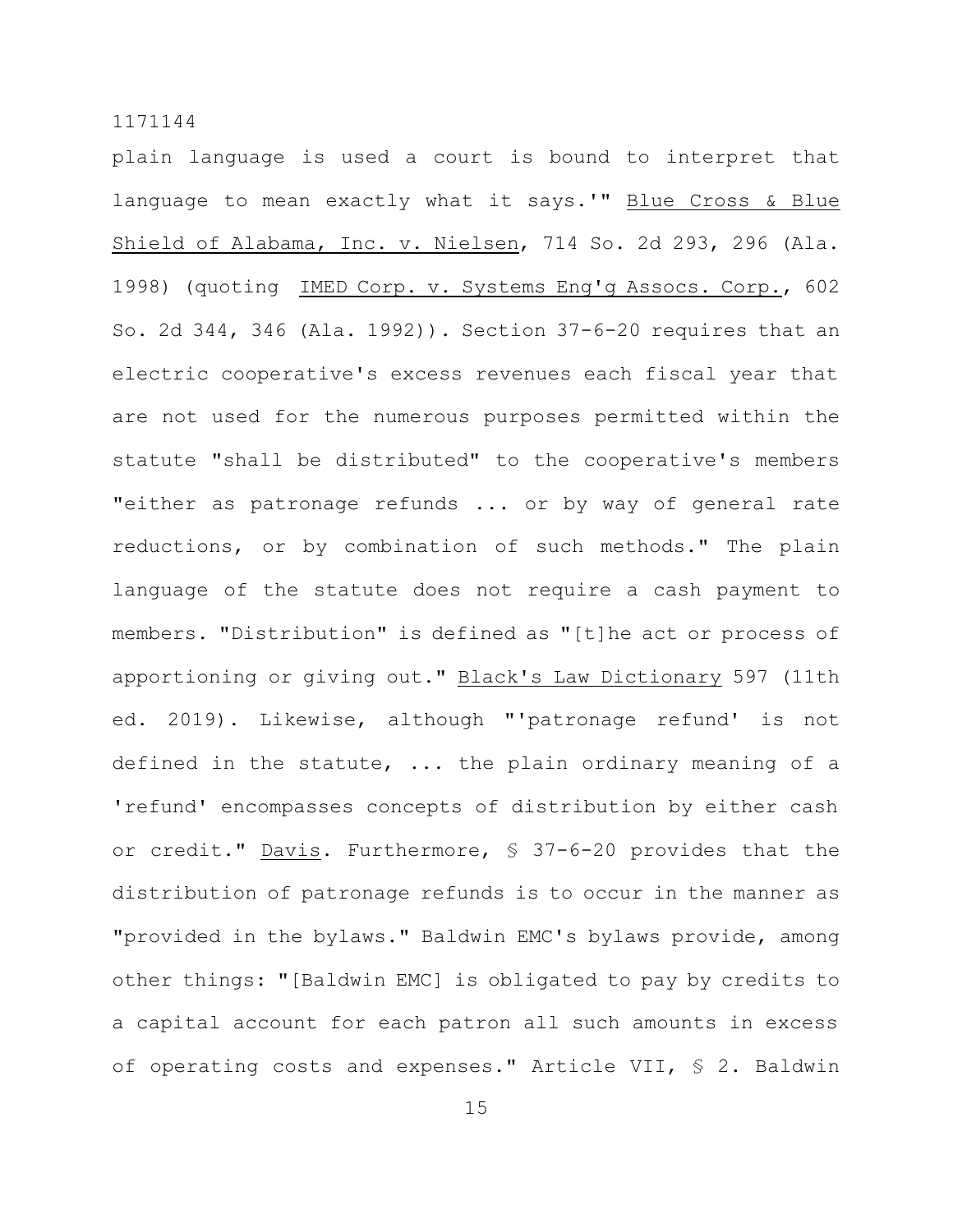plain language is used a court is bound to interpret that language to mean exactly what it says.'" Blue Cross & Blue Shield of Alabama, Inc. v. Nielsen, 714 So. 2d 293, 296 (Ala. 1998) (quoting IMED Corp. v. Systems Eng'g Assocs. Corp., 602 So. 2d 344, 346 (Ala. 1992)). Section 37-6-20 requires that an electric cooperative's excess revenues each fiscal year that are not used for the numerous purposes permitted within the statute "shall be distributed" to the cooperative's members "either as patronage refunds ... or by way of general rate reductions, or by combination of such methods." The plain language of the statute does not require a cash payment to members. "Distribution" is defined as "[t]he act or process of apportioning or giving out." Black's Law Dictionary 597 (11th ed. 2019). Likewise, although "'patronage refund' is not defined in the statute, ... the plain ordinary meaning of a 'refund' encompasses concepts of distribution by either cash or credit." Davis. Furthermore, § 37-6-20 provides that the distribution of patronage refunds is to occur in the manner as "provided in the bylaws." Baldwin EMC's bylaws provide, among other things: "[Baldwin EMC] is obligated to pay by credits to a capital account for each patron all such amounts in excess of operating costs and expenses." Article VII, § 2. Baldwin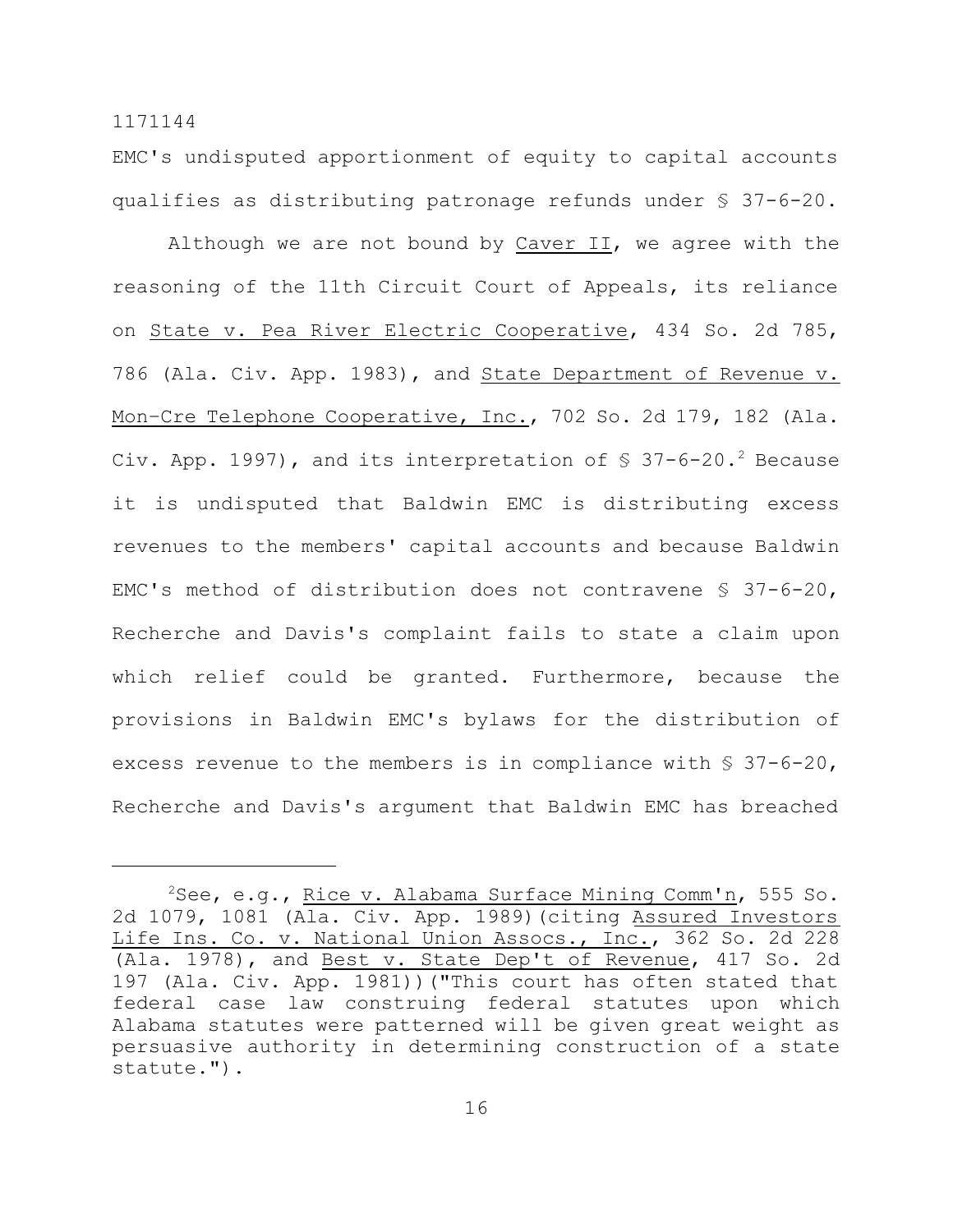EMC's undisputed apportionment of equity to capital accounts qualifies as distributing patronage refunds under § 37-6-20.

Although we are not bound by Caver II, we agree with the reasoning of the 11th Circuit Court of Appeals, its reliance on State v. Pea River Electric Cooperative, 434 So. 2d 785, 786 (Ala. Civ. App. 1983), and State Department of Revenue v. Mon-Cre Telephone Cooperative, Inc., 702 So. 2d 179, 182 (Ala. Civ. App. 1997), and its interpretation of § 37-6-20.[2] Because it is undisputed that Baldwin EMC is distributing excess revenues to the members' capital accounts and because Baldwin EMC's method of distribution does not contravene § 37-6-20, Recherche and Davis's complaint fails to state a claim upon which relief could be granted. Furthermore, because the provisions in Baldwin EMC's bylaws for the distribution of excess revenue to the members is in compliance with § 37-6-20, Recherche and Davis's argument that Baldwin EMC has breached

---

[2]See, e.g., Rice v. Alabama Surface Mining Comm'n, 555 So. 2d 1079, 1081 (Ala. Civ. App. 1989)(citing Assured Investors Life Ins. Co. v. National Union Assocs., Inc., 362 So. 2d 228 (Ala. 1978), and Best v. State Dep't of Revenue, 417 So. 2d 197 (Ala. Civ. App. 1981))("This court has often stated that federal case law construing federal statutes upon which Alabama statutes were patterned will be given great weight as persuasive authority in determining construction of a state statute.").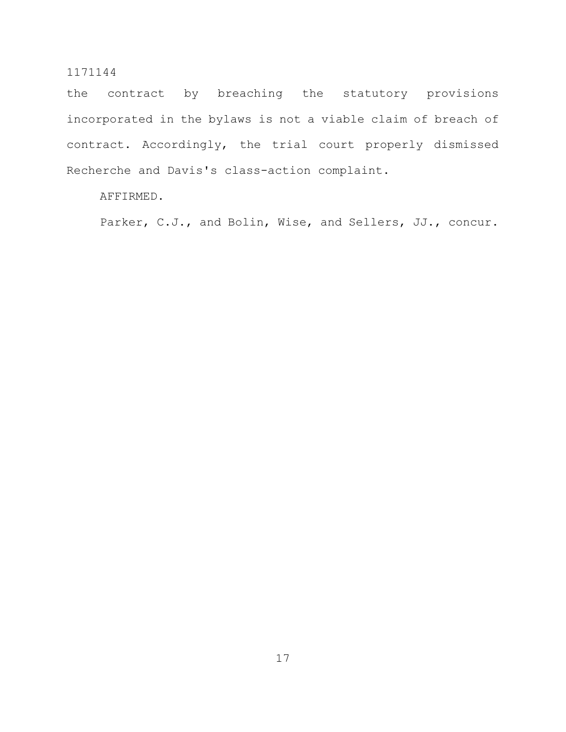the contract by breaching the statutory provisions incorporated in the bylaws is not a viable claim of breach of contract. Accordingly, the trial court properly dismissed Recherche and Davis's class-action complaint.

AFFIRMED.

Parker, C.J., and Bolin, Wise, and Sellers, JJ., concur.